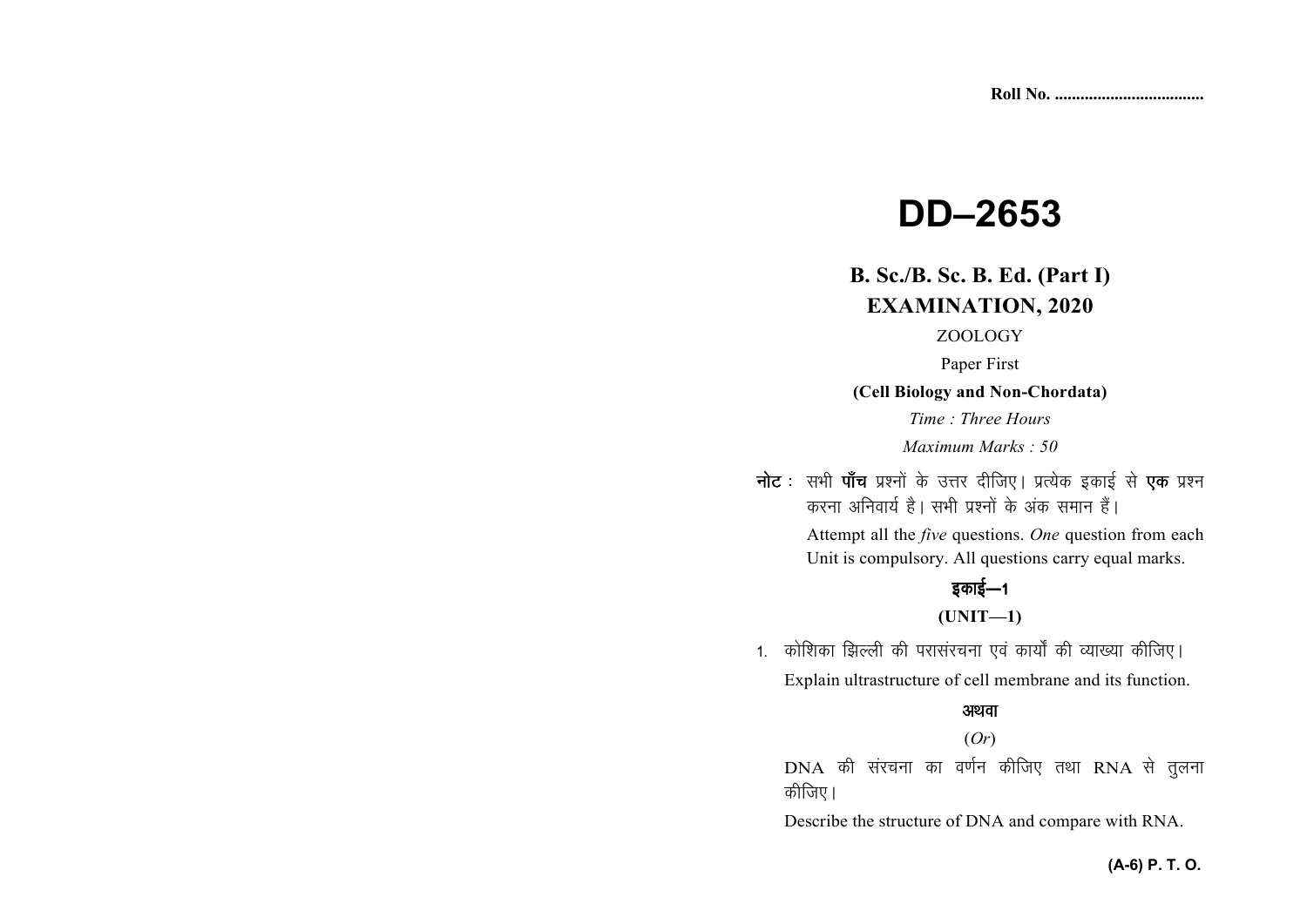Roll No. ...................................

# DD–2653

## B. Sc./B. Sc. B. Ed. (Part I)
## EXAMINATION, 2020

ZOOLOGY

Paper First

**(Cell Biology and Non-Chordata)**

*Time : Three Hours*

*Maximum Marks : 50*

**नोट :** सभी **पाँच** प्रश्नों के उत्तर दीजिए। प्रत्येक इकाई से **एक** प्रश्न करना अनिवार्य है। सभी प्रश्नों के अंक समान हैं।

Attempt all the *five* questions. *One* question from each Unit is compulsory. All questions carry equal marks.

### इकाई—1

### (UNIT—1)

1. कोशिका झिल्ली की परासंरचना एवं कार्यों की व्याख्या कीजिए।

   Explain ultrastructure of cell membrane and its function.

   **अथवा**

   (*Or*)

   DNA की संरचना का वर्णन कीजिए तथा RNA से तुलना कीजिए।

   Describe the structure of DNA and compare with RNA.

**(A-6) P. T. O.**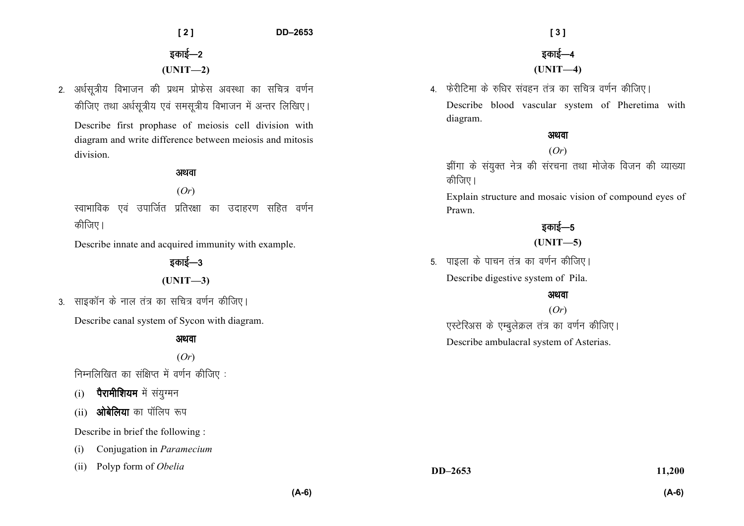## इकाई—2

## (UNIT—2)

2. अर्धसूत्रीय विभाजन की प्रथम प्रोफेस अवस्था का सचित्र वर्णन कीजिए तथा अर्धसूत्रीय एवं समसूत्रीय विभाजन में अन्तर लिखिए।

   Describe first prophase of meiosis cell division with diagram and write difference between meiosis and mitosis division.

**अथवा**

(*Or*)

स्वाभाविक एवं उपार्जित प्रतिरक्षा का उदाहरण सहित वर्णन कीजिए।

Describe innate and acquired immunity with example.

## इकाई—3

## (UNIT—3)

3. साइकॉन के नाल तंत्र का सचित्र वर्णन कीजिए।

   Describe canal system of Sycon with diagram.

**अथवा**

(*Or*)

निम्नलिखित का संक्षिप्त में वर्णन कीजिए :

(i) **पैरामीशियम** में संयुग्मन

(ii) **ओबेलिया** का पॉलिप रूप

Describe in brief the following :

(i) Conjugation in *Paramecium*

(ii) Polyp form of *Obelia*

## इकाई—4

## (UNIT—4)

4. फेरीटिमा के रुधिर संवहन तंत्र का सचित्र वर्णन कीजिए।

   Describe blood vascular system of Pheretima with diagram.

**अथवा**

(*Or*)

झींगा के संयुक्त नेत्र की संरचना तथा मोजेक विजन की व्याख्या कीजिए।

Explain structure and mosaic vision of compound eyes of Prawn.

## इकाई—5

## (UNIT—5)

5. पाइला के पाचन तंत्र का वर्णन कीजिए।

   Describe digestive system of Pila.

**अथवा**

(*Or*)

एस्टेरिअस के एम्बुलेक्रल तंत्र का वर्णन कीजिए।

Describe ambulacral system of Asterias.

DD–2653 11,200